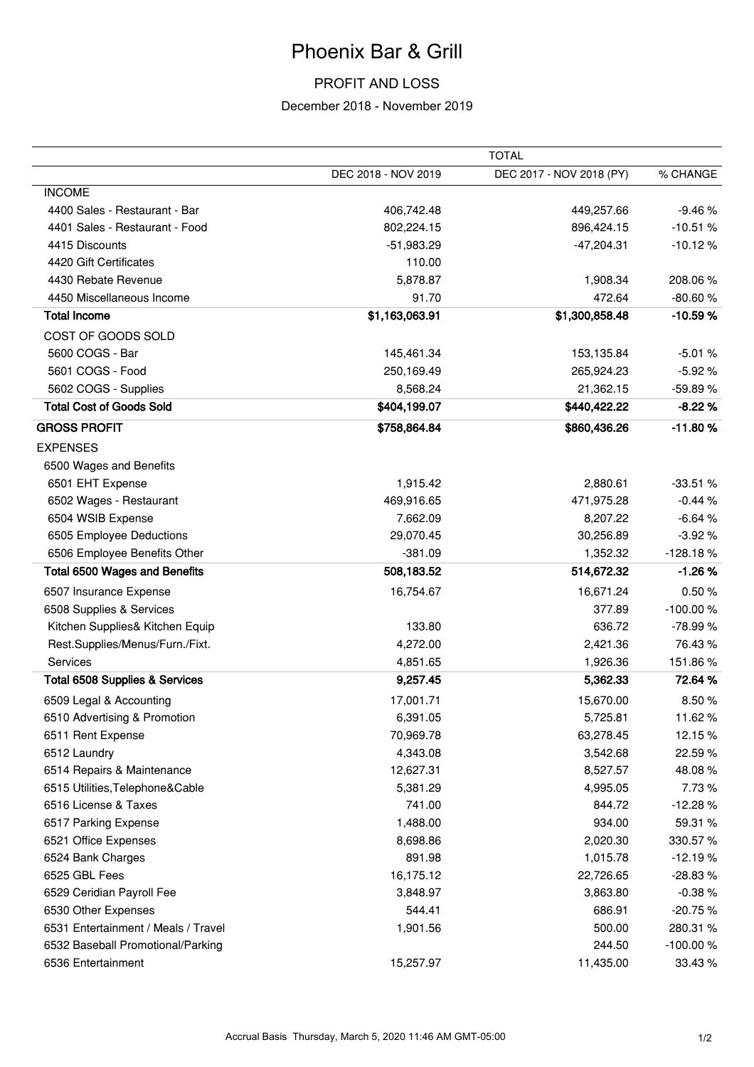# Phoenix Bar & Grill

## PROFIT AND LOSS

December 2018 - November 2019

| | TOTAL | | |
|---|---|---|---|
| | DEC 2018 - NOV 2019 | DEC 2017 - NOV 2018 (PY) | % CHANGE |
| INCOME | | | |
| 4400 Sales - Restaurant - Bar | 406,742.48 | 449,257.66 | -9.46 % |
| 4401 Sales - Restaurant - Food | 802,224.15 | 896,424.15 | -10.51 % |
| 4415 Discounts | -51,983.29 | -47,204.31 | -10.12 % |
| 4420 Gift Certificates | 110.00 | | |
| 4430 Rebate Revenue | 5,878.87 | 1,908.34 | 208.06 % |
| 4450 Miscellaneous Income | 91.70 | 472.64 | -80.60 % |
| **Total Income** | **$1,163,063.91** | **$1,300,858.48** | **-10.59 %** |
| COST OF GOODS SOLD | | | |
| 5600 COGS - Bar | 145,461.34 | 153,135.84 | -5.01 % |
| 5601 COGS - Food | 250,169.49 | 265,924.23 | -5.92 % |
| 5602 COGS - Supplies | 8,568.24 | 21,362.15 | -59.89 % |
| **Total Cost of Goods Sold** | **$404,199.07** | **$440,422.22** | **-8.22 %** |
| **GROSS PROFIT** | **$758,864.84** | **$860,436.26** | **-11.80 %** |
| EXPENSES | | | |
| 6500 Wages and Benefits | | | |
| 6501 EHT Expense | 1,915.42 | 2,880.61 | -33.51 % |
| 6502 Wages - Restaurant | 469,916.65 | 471,975.28 | -0.44 % |
| 6504 WSIB Expense | 7,662.09 | 8,207.22 | -6.64 % |
| 6505 Employee Deductions | 29,070.45 | 30,256.89 | -3.92 % |
| 6506 Employee Benefits Other | -381.09 | 1,352.32 | -128.18 % |
| **Total 6500 Wages and Benefits** | **508,183.52** | **514,672.32** | **-1.26 %** |
| 6507 Insurance Expense | 16,754.67 | 16,671.24 | 0.50 % |
| 6508 Supplies & Services | | 377.89 | -100.00 % |
| Kitchen Supplies& Kitchen Equip | 133.80 | 636.72 | -78.99 % |
| Rest.Supplies/Menus/Furn./Fixt. | 4,272.00 | 2,421.36 | 76.43 % |
| Services | 4,851.65 | 1,926.36 | 151.86 % |
| **Total 6508 Supplies & Services** | **9,257.45** | **5,362.33** | **72.64 %** |
| 6509 Legal & Accounting | 17,001.71 | 15,670.00 | 8.50 % |
| 6510 Advertising & Promotion | 6,391.05 | 5,725.81 | 11.62 % |
| 6511 Rent Expense | 70,969.78 | 63,278.45 | 12.15 % |
| 6512 Laundry | 4,343.08 | 3,542.68 | 22.59 % |
| 6514 Repairs & Maintenance | 12,627.31 | 8,527.57 | 48.08 % |
| 6515 Utilities,Telephone&Cable | 5,381.29 | 4,995.05 | 7.73 % |
| 6516 License & Taxes | 741.00 | 844.72 | -12.28 % |
| 6517 Parking Expense | 1,488.00 | 934.00 | 59.31 % |
| 6521 Office Expenses | 8,698.86 | 2,020.30 | 330.57 % |
| 6524 Bank Charges | 891.98 | 1,015.78 | -12.19 % |
| 6525 GBL Fees | 16,175.12 | 22,726.65 | -28.83 % |
| 6529 Ceridian Payroll Fee | 3,848.97 | 3,863.80 | -0.38 % |
| 6530 Other Expenses | 544.41 | 686.91 | -20.75 % |
| 6531 Entertainment / Meals / Travel | 1,901.56 | 500.00 | 280.31 % |
| 6532 Baseball Promotional/Parking | | 244.50 | -100.00 % |
| 6536 Entertainment | 15,257.97 | 11,435.00 | 33.43 % |

Accrual Basis Thursday, March 5, 2020 11:46 AM GMT-05:00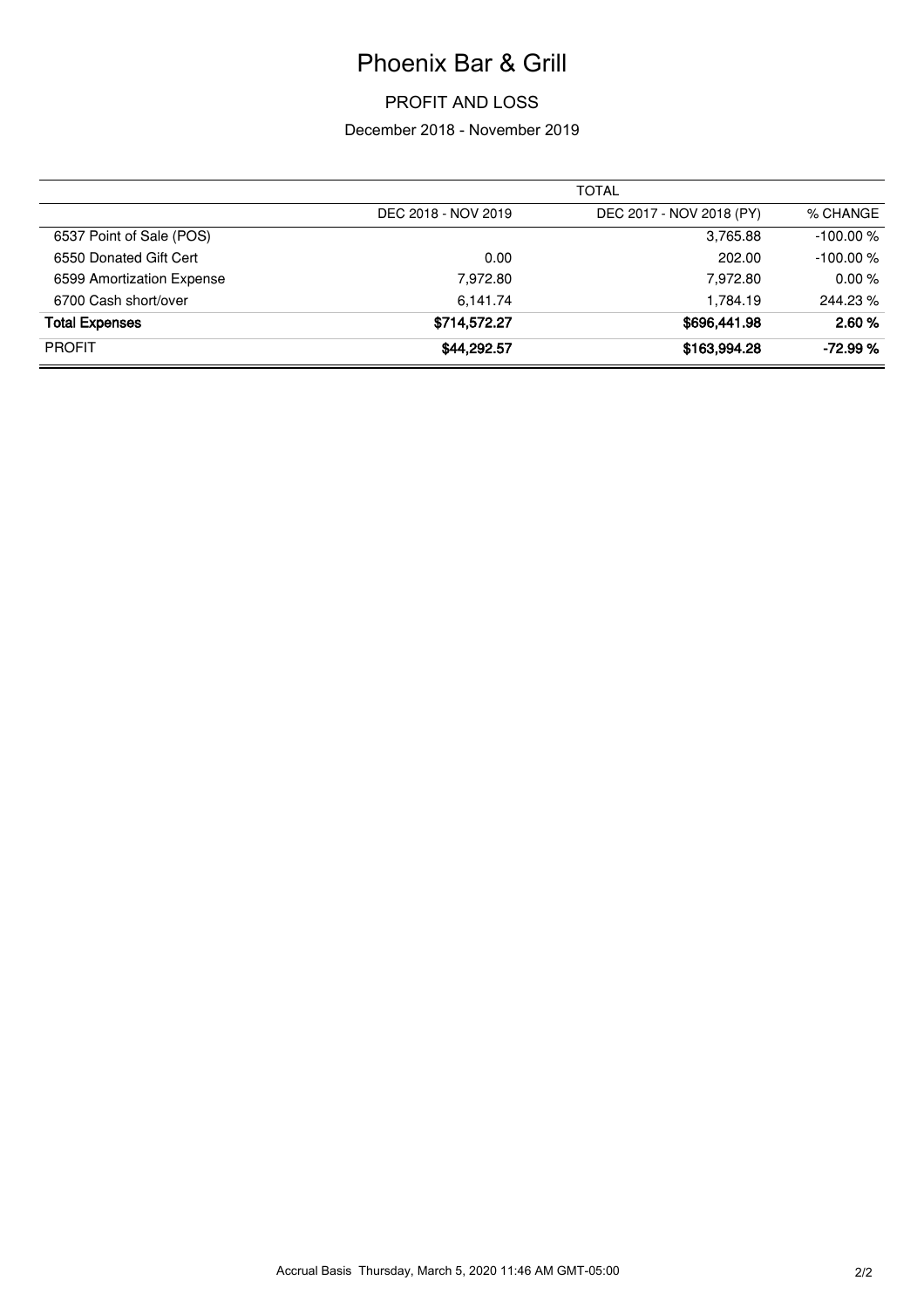# Phoenix Bar & Grill

## PROFIT AND LOSS

December 2018 - November 2019

| | TOTAL | | |
|---|---|---|---|
| | DEC 2018 - NOV 2019 | DEC 2017 - NOV 2018 (PY) | % CHANGE |
| 6537 Point of Sale (POS) | | 3,765.88 | -100.00 % |
| 6550 Donated Gift Cert | 0.00 | 202.00 | -100.00 % |
| 6599 Amortization Expense | 7,972.80 | 7,972.80 | 0.00 % |
| 6700 Cash short/over | 6,141.74 | 1,784.19 | 244.23 % |
| **Total Expenses** | **$714,572.27** | **$696,441.98** | **2.60 %** |
| PROFIT | **$44,292.57** | **$163,994.28** | **-72.99 %** |

Accrual Basis Thursday, March 5, 2020 11:46 AM GMT-05:00